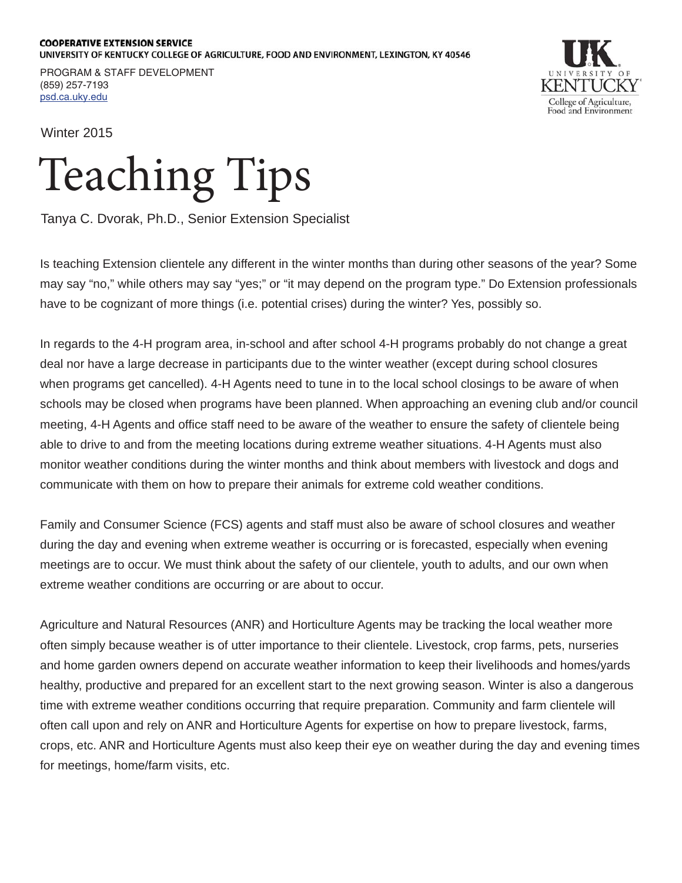**COOPERATIVE EXTENSION SERVICE**
**UNIVERSITY OF KENTUCKY COLLEGE OF AGRICULTURE, FOOD AND ENVIRONMENT, LEXINGTON, KY 40546**

PROGRAM & STAFF DEVELOPMENT
(859) 257-7193
psd.ca.uky.edu

Winter 2015

# Teaching Tips

Tanya C. Dvorak, Ph.D., Senior Extension Specialist

Is teaching Extension clientele any different in the winter months than during other seasons of the year? Some may say "no," while others may say "yes;" or "it may depend on the program type." Do Extension professionals have to be cognizant of more things (i.e. potential crises) during the winter? Yes, possibly so.

In regards to the 4-H program area, in-school and after school 4-H programs probably do not change a great deal nor have a large decrease in participants due to the winter weather (except during school closures when programs get cancelled). 4-H Agents need to tune in to the local school closings to be aware of when schools may be closed when programs have been planned. When approaching an evening club and/or council meeting, 4-H Agents and office staff need to be aware of the weather to ensure the safety of clientele being able to drive to and from the meeting locations during extreme weather situations. 4-H Agents must also monitor weather conditions during the winter months and think about members with livestock and dogs and communicate with them on how to prepare their animals for extreme cold weather conditions.

Family and Consumer Science (FCS) agents and staff must also be aware of school closures and weather during the day and evening when extreme weather is occurring or is forecasted, especially when evening meetings are to occur. We must think about the safety of our clientele, youth to adults, and our own when extreme weather conditions are occurring or are about to occur.

Agriculture and Natural Resources (ANR) and Horticulture Agents may be tracking the local weather more often simply because weather is of utter importance to their clientele. Livestock, crop farms, pets, nurseries and home garden owners depend on accurate weather information to keep their livelihoods and homes/yards healthy, productive and prepared for an excellent start to the next growing season. Winter is also a dangerous time with extreme weather conditions occurring that require preparation. Community and farm clientele will often call upon and rely on ANR and Horticulture Agents for expertise on how to prepare livestock, farms, crops, etc. ANR and Horticulture Agents must also keep their eye on weather during the day and evening times for meetings, home/farm visits, etc.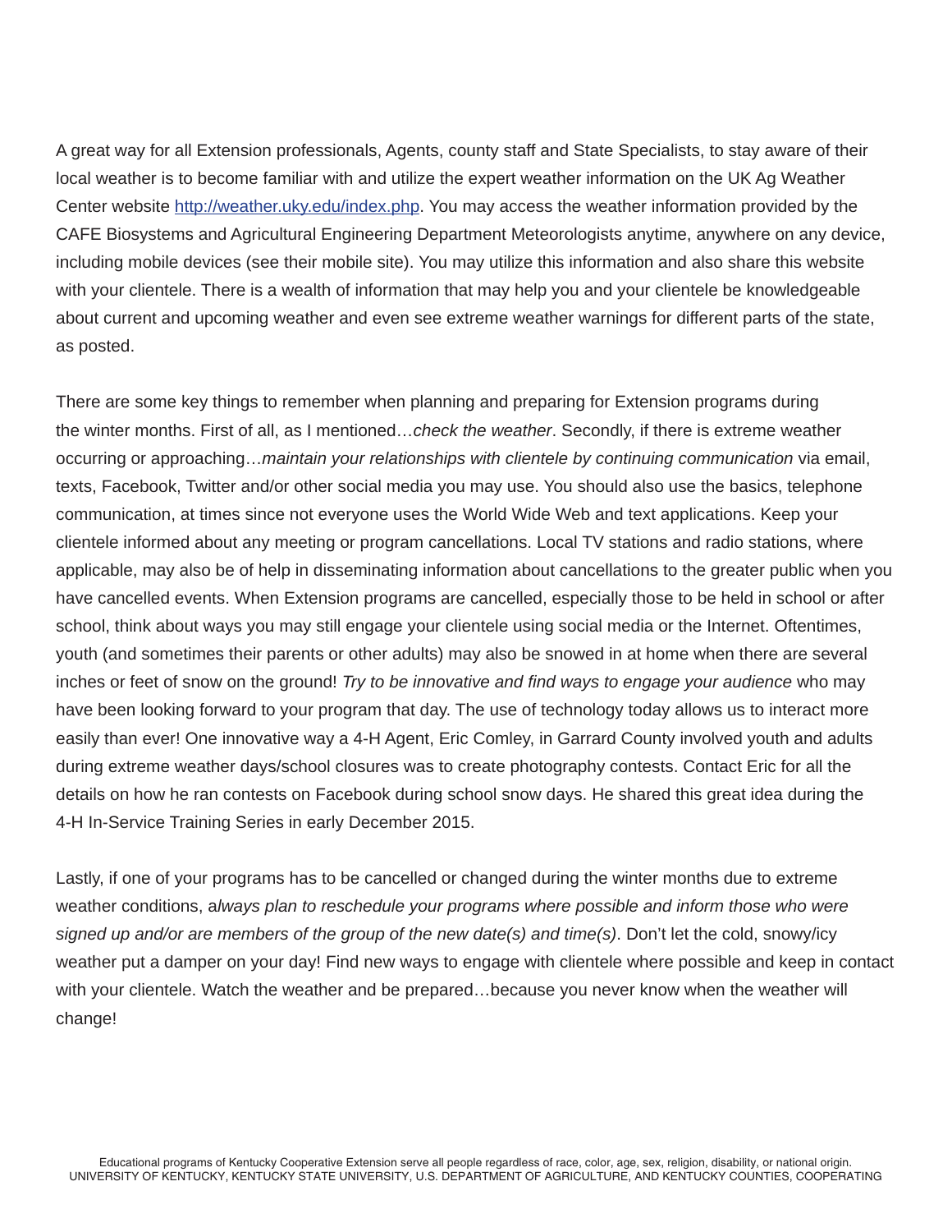A great way for all Extension professionals, Agents, county staff and State Specialists, to stay aware of their local weather is to become familiar with and utilize the expert weather information on the UK Ag Weather Center website [http://weather.uky.edu/index.php](http://weather.uky.edu/index.php). You may access the weather information provided by the CAFE Biosystems and Agricultural Engineering Department Meteorologists anytime, anywhere on any device, including mobile devices (see their mobile site). You may utilize this information and also share this website with your clientele. There is a wealth of information that may help you and your clientele be knowledgeable about current and upcoming weather and even see extreme weather warnings for different parts of the state, as posted.

There are some key things to remember when planning and preparing for Extension programs during the winter months. First of all, as I mentioned…*check the weather*. Secondly, if there is extreme weather occurring or approaching…*maintain your relationships with clientele by continuing communication* via email, texts, Facebook, Twitter and/or other social media you may use. You should also use the basics, telephone communication, at times since not everyone uses the World Wide Web and text applications. Keep your clientele informed about any meeting or program cancellations. Local TV stations and radio stations, where applicable, may also be of help in disseminating information about cancellations to the greater public when you have cancelled events. When Extension programs are cancelled, especially those to be held in school or after school, think about ways you may still engage your clientele using social media or the Internet. Oftentimes, youth (and sometimes their parents or other adults) may also be snowed in at home when there are several inches or feet of snow on the ground! *Try to be innovative and find ways to engage your audience* who may have been looking forward to your program that day. The use of technology today allows us to interact more easily than ever! One innovative way a 4-H Agent, Eric Comley, in Garrard County involved youth and adults during extreme weather days/school closures was to create photography contests. Contact Eric for all the details on how he ran contests on Facebook during school snow days. He shared this great idea during the 4-H In-Service Training Series in early December 2015.

Lastly, if one of your programs has to be cancelled or changed during the winter months due to extreme weather conditions, a*lways plan to reschedule your programs where possible and inform those who were signed up and/or are members of the group of the new date(s) and time(s)*. Don't let the cold, snowy/icy weather put a damper on your day! Find new ways to engage with clientele where possible and keep in contact with your clientele. Watch the weather and be prepared…because you never know when the weather will change!

Educational programs of Kentucky Cooperative Extension serve all people regardless of race, color, age, sex, religion, disability, or national origin.
UNIVERSITY OF KENTUCKY, KENTUCKY STATE UNIVERSITY, U.S. DEPARTMENT OF AGRICULTURE, AND KENTUCKY COUNTIES, COOPERATING